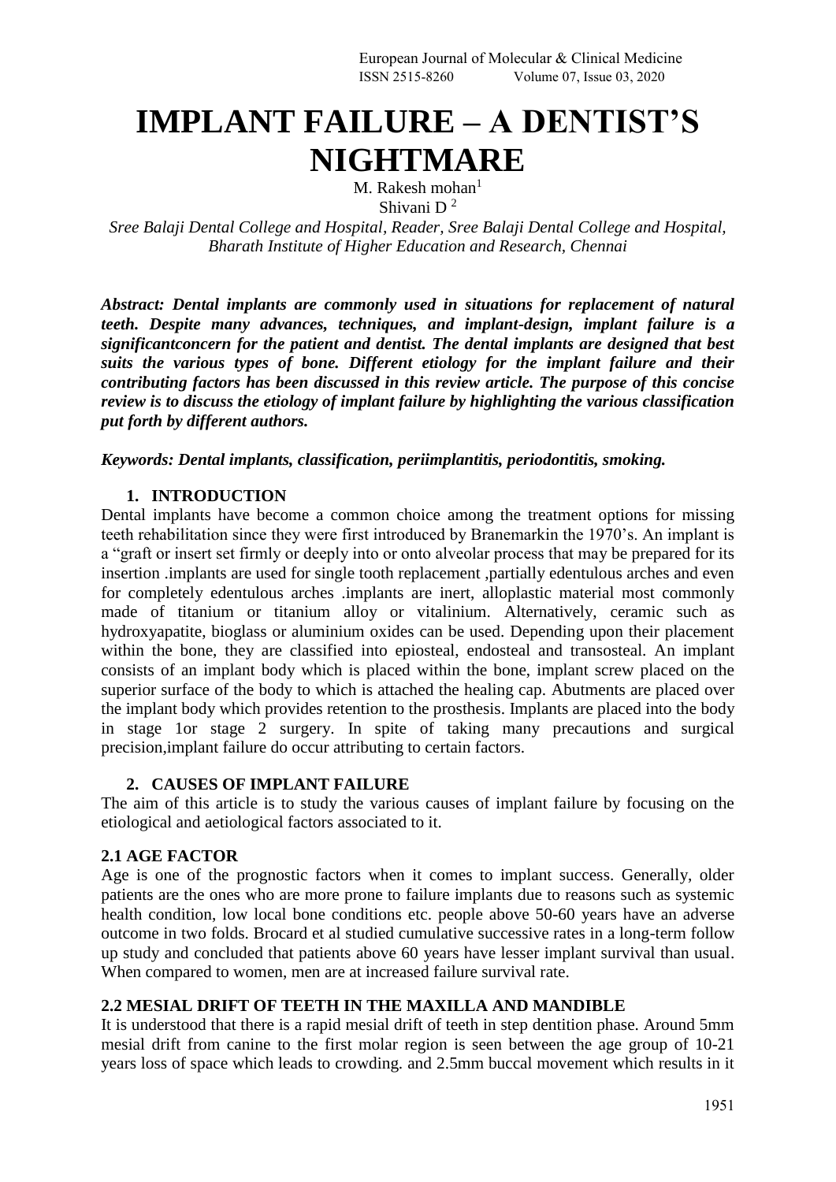# IMPLANT FAILURE – A DENTIST'S NIGHTMARE

M. Rakesh mohan[1]

Shivani D [2]

*Sree Balaji Dental College and Hospital, Reader, Sree Balaji Dental College and Hospital, Bharath Institute of Higher Education and Research, Chennai*

***Abstract: Dental implants are commonly used in situations for replacement of natural teeth. Despite many advances, techniques, and implant-design, implant failure is a significantconcern for the patient and dentist. The dental implants are designed that best suits the various types of bone. Different etiology for the implant failure and their contributing factors has been discussed in this review article. The purpose of this concise review is to discuss the etiology of implant failure by highlighting the various classification put forth by different authors.***

***Keywords: Dental implants, classification, periimplantitis, periodontitis, smoking.***

## 1. INTRODUCTION

Dental implants have become a common choice among the treatment options for missing teeth rehabilitation since they were first introduced by Branemarkin the 1970's. An implant is a "graft or insert set firmly or deeply into or onto alveolar process that may be prepared for its insertion .implants are used for single tooth replacement ,partially edentulous arches and even for completely edentulous arches .implants are inert, alloplastic material most commonly made of titanium or titanium alloy or vitalinium. Alternatively, ceramic such as hydroxyapatite, bioglass or aluminium oxides can be used. Depending upon their placement within the bone, they are classified into epiosteal, endosteal and transosteal. An implant consists of an implant body which is placed within the bone, implant screw placed on the superior surface of the body to which is attached the healing cap. Abutments are placed over the implant body which provides retention to the prosthesis. Implants are placed into the body in stage 1or stage 2 surgery. In spite of taking many precautions and surgical precision,implant failure do occur attributing to certain factors.

## 2. CAUSES OF IMPLANT FAILURE

The aim of this article is to study the various causes of implant failure by focusing on the etiological and aetiological factors associated to it.

### 2.1 AGE FACTOR

Age is one of the prognostic factors when it comes to implant success. Generally, older patients are the ones who are more prone to failure implants due to reasons such as systemic health condition, low local bone conditions etc. people above 50-60 years have an adverse outcome in two folds. Brocard et al studied cumulative successive rates in a long-term follow up study and concluded that patients above 60 years have lesser implant survival than usual. When compared to women, men are at increased failure survival rate.

### 2.2 MESIAL DRIFT OF TEETH IN THE MAXILLA AND MANDIBLE

It is understood that there is a rapid mesial drift of teeth in step dentition phase. Around 5mm mesial drift from canine to the first molar region is seen between the age group of 10-21 years loss of space which leads to crowding. and 2.5mm buccal movement which results in it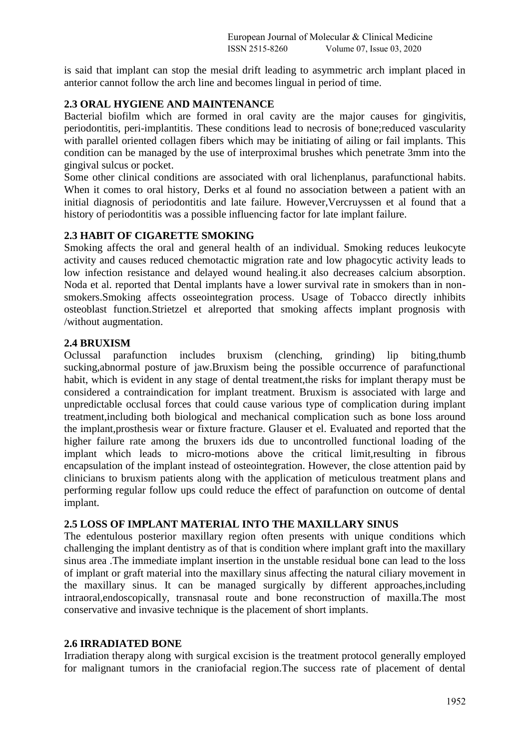is said that implant can stop the mesial drift leading to asymmetric arch implant placed in anterior cannot follow the arch line and becomes lingual in period of time.

### 2.3 ORAL HYGIENE AND MAINTENANCE

Bacterial biofilm which are formed in oral cavity are the major causes for gingivitis, periodontitis, peri-implantitis. These conditions lead to necrosis of bone;reduced vascularity with parallel oriented collagen fibers which may be initiating of ailing or fail implants. This condition can be managed by the use of interproximal brushes which penetrate 3mm into the gingival sulcus or pocket.

Some other clinical conditions are associated with oral lichenplanus, parafunctional habits. When it comes to oral history, Derks et al found no association between a patient with an initial diagnosis of periodontitis and late failure. However,Vercruyssen et al found that a history of periodontitis was a possible influencing factor for late implant failure.

### 2.3 HABIT OF CIGARETTE SMOKING

Smoking affects the oral and general health of an individual. Smoking reduces leukocyte activity and causes reduced chemotactic migration rate and low phagocytic activity leads to low infection resistance and delayed wound healing.it also decreases calcium absorption. Noda et al. reported that Dental implants have a lower survival rate in smokers than in non-smokers.Smoking affects osseointegration process. Usage of Tobacco directly inhibits osteoblast function.Strietzel et alreported that smoking affects implant prognosis with /without augmentation.

### 2.4 BRUXISM

Oclussal parafunction includes bruxism (clenching, grinding) lip biting,thumb sucking,abnormal posture of jaw.Bruxism being the possible occurrence of parafunctional habit, which is evident in any stage of dental treatment,the risks for implant therapy must be considered a contraindication for implant treatment. Bruxism is associated with large and unpredictable occlusal forces that could cause various type of complication during implant treatment,including both biological and mechanical complication such as bone loss around the implant,prosthesis wear or fixture fracture. Glauser et el. Evaluated and reported that the higher failure rate among the bruxers ids due to uncontrolled functional loading of the implant which leads to micro-motions above the critical limit,resulting in fibrous encapsulation of the implant instead of osteointegration. However, the close attention paid by clinicians to bruxism patients along with the application of meticulous treatment plans and performing regular follow ups could reduce the effect of parafunction on outcome of dental implant.

### 2.5 LOSS OF IMPLANT MATERIAL INTO THE MAXILLARY SINUS

The edentulous posterior maxillary region often presents with unique conditions which challenging the implant dentistry as of that is condition where implant graft into the maxillary sinus area .The immediate implant insertion in the unstable residual bone can lead to the loss of implant or graft material into the maxillary sinus affecting the natural ciliary movement in the maxillary sinus. It can be managed surgically by different approaches,including intraoral,endoscopically, transnasal route and bone reconstruction of maxilla.The most conservative and invasive technique is the placement of short implants.

### 2.6 IRRADIATED BONE

Irradiation therapy along with surgical excision is the treatment protocol generally employed for malignant tumors in the craniofacial region.The success rate of placement of dental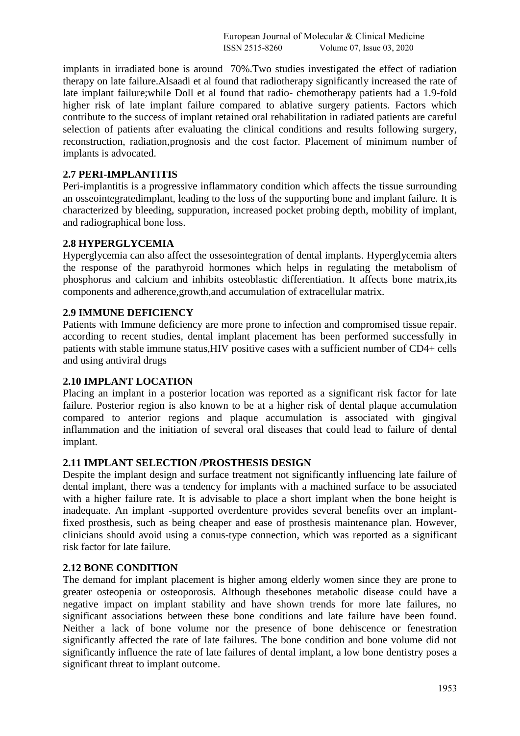implants in irradiated bone is around 70%.Two studies investigated the effect of radiation therapy on late failure.Alsaadi et al found that radiotherapy significantly increased the rate of late implant failure;while Doll et al found that radio- chemotherapy patients had a 1.9-fold higher risk of late implant failure compared to ablative surgery patients. Factors which contribute to the success of implant retained oral rehabilitation in radiated patients are careful selection of patients after evaluating the clinical conditions and results following surgery, reconstruction, radiation,prognosis and the cost factor. Placement of minimum number of implants is advocated.

### 2.7 PERI-IMPLANTITIS

Peri-implantitis is a progressive inflammatory condition which affects the tissue surrounding an osseointegratedimplant, leading to the loss of the supporting bone and implant failure. It is characterized by bleeding, suppuration, increased pocket probing depth, mobility of implant, and radiographical bone loss.

### 2.8 HYPERGLYCEMIA

Hyperglycemia can also affect the ossesointegration of dental implants. Hyperglycemia alters the response of the parathyroid hormones which helps in regulating the metabolism of phosphorus and calcium and inhibits osteoblastic differentiation. It affects bone matrix,its components and adherence,growth,and accumulation of extracellular matrix.

### 2.9 IMMUNE DEFICIENCY

Patients with Immune deficiency are more prone to infection and compromised tissue repair. according to recent studies, dental implant placement has been performed successfully in patients with stable immune status,HIV positive cases with a sufficient number of CD4+ cells and using antiviral drugs

### 2.10 IMPLANT LOCATION

Placing an implant in a posterior location was reported as a significant risk factor for late failure. Posterior region is also known to be at a higher risk of dental plaque accumulation compared to anterior regions and plaque accumulation is associated with gingival inflammation and the initiation of several oral diseases that could lead to failure of dental implant.

### 2.11 IMPLANT SELECTION /PROSTHESIS DESIGN

Despite the implant design and surface treatment not significantly influencing late failure of dental implant, there was a tendency for implants with a machined surface to be associated with a higher failure rate. It is advisable to place a short implant when the bone height is inadequate. An implant -supported overdenture provides several benefits over an implant-fixed prosthesis, such as being cheaper and ease of prosthesis maintenance plan. However, clinicians should avoid using a conus-type connection, which was reported as a significant risk factor for late failure.

### 2.12 BONE CONDITION

The demand for implant placement is higher among elderly women since they are prone to greater osteopenia or osteoporosis. Although thesebones metabolic disease could have a negative impact on implant stability and have shown trends for more late failures, no significant associations between these bone conditions and late failure have been found. Neither a lack of bone volume nor the presence of bone dehiscence or fenestration significantly affected the rate of late failures. The bone condition and bone volume did not significantly influence the rate of late failures of dental implant, a low bone dentistry poses a significant threat to implant outcome.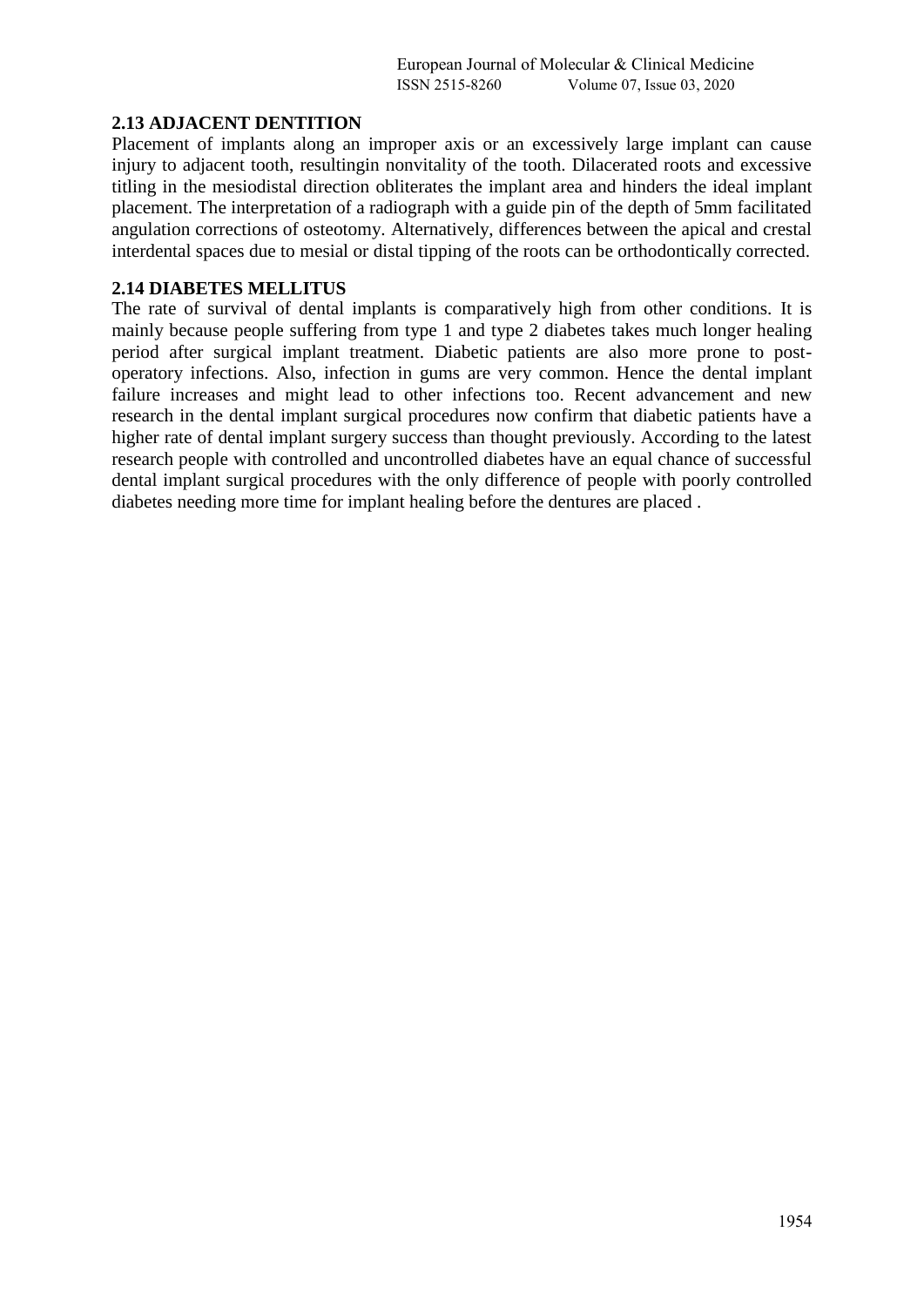## 2.13 ADJACENT DENTITION

Placement of implants along an improper axis or an excessively large implant can cause injury to adjacent tooth, resultingin nonvitality of the tooth. Dilacerated roots and excessive titling in the mesiodistal direction obliterates the implant area and hinders the ideal implant placement. The interpretation of a radiograph with a guide pin of the depth of 5mm facilitated angulation corrections of osteotomy. Alternatively, differences between the apical and crestal interdental spaces due to mesial or distal tipping of the roots can be orthodontically corrected.

## 2.14 DIABETES MELLITUS

The rate of survival of dental implants is comparatively high from other conditions. It is mainly because people suffering from type 1 and type 2 diabetes takes much longer healing period after surgical implant treatment. Diabetic patients are also more prone to post-operatory infections. Also, infection in gums are very common. Hence the dental implant failure increases and might lead to other infections too. Recent advancement and new research in the dental implant surgical procedures now confirm that diabetic patients have a higher rate of dental implant surgery success than thought previously. According to the latest research people with controlled and uncontrolled diabetes have an equal chance of successful dental implant surgical procedures with the only difference of people with poorly controlled diabetes needing more time for implant healing before the dentures are placed .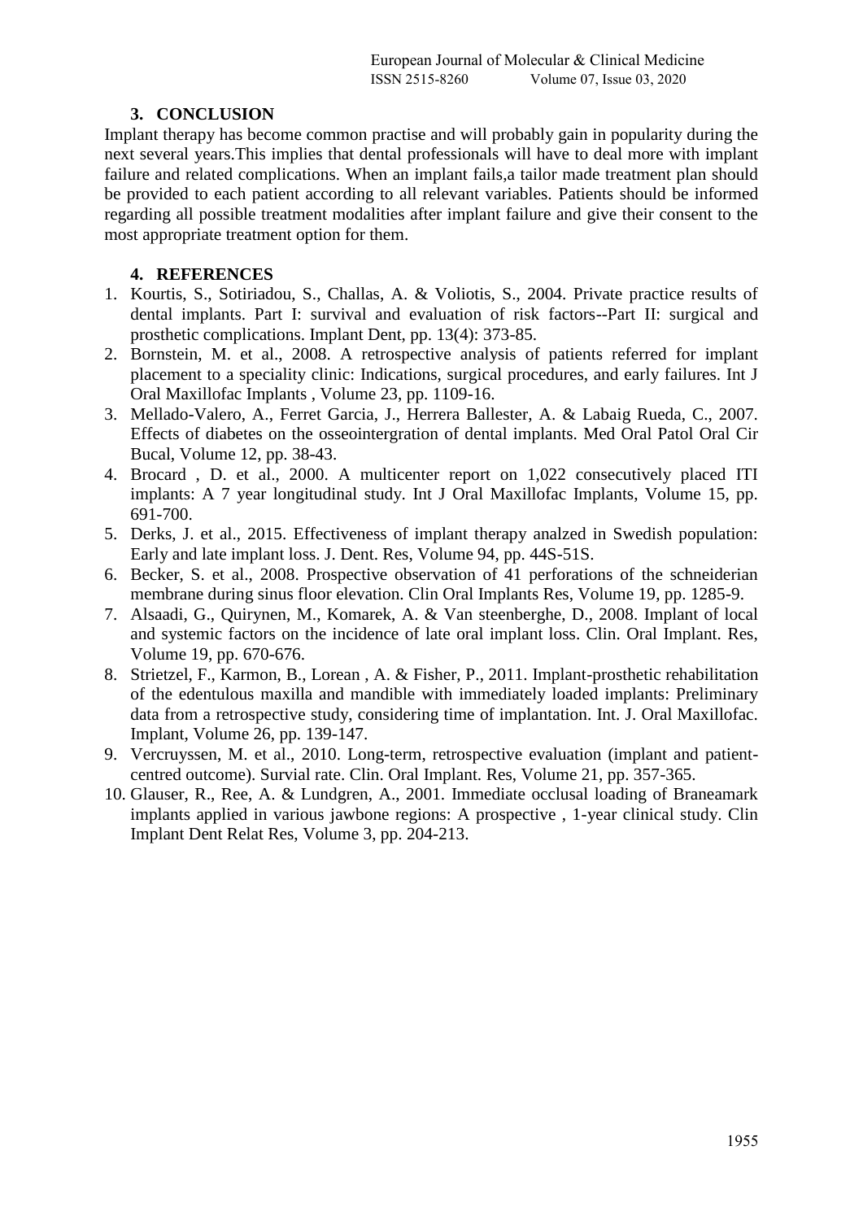## 3. CONCLUSION

Implant therapy has become common practise and will probably gain in popularity during the next several years.This implies that dental professionals will have to deal more with implant failure and related complications. When an implant fails,a tailor made treatment plan should be provided to each patient according to all relevant variables. Patients should be informed regarding all possible treatment modalities after implant failure and give their consent to the most appropriate treatment option for them.

## 4. REFERENCES

1. Kourtis, S., Sotiriadou, S., Challas, A. & Voliotis, S., 2004. Private practice results of dental implants. Part I: survival and evaluation of risk factors--Part II: surgical and prosthetic complications. Implant Dent, pp. 13(4): 373-85.
2. Bornstein, M. et al., 2008. A retrospective analysis of patients referred for implant placement to a speciality clinic: Indications, surgical procedures, and early failures. Int J Oral Maxillofac Implants , Volume 23, pp. 1109-16.
3. Mellado-Valero, A., Ferret Garcia, J., Herrera Ballester, A. & Labaig Rueda, C., 2007. Effects of diabetes on the osseointergration of dental implants. Med Oral Patol Oral Cir Bucal, Volume 12, pp. 38-43.
4. Brocard , D. et al., 2000. A multicenter report on 1,022 consecutively placed ITI implants: A 7 year longitudinal study. Int J Oral Maxillofac Implants, Volume 15, pp. 691-700.
5. Derks, J. et al., 2015. Effectiveness of implant therapy analzed in Swedish population: Early and late implant loss. J. Dent. Res, Volume 94, pp. 44S-51S.
6. Becker, S. et al., 2008. Prospective observation of 41 perforations of the schneiderian membrane during sinus floor elevation. Clin Oral Implants Res, Volume 19, pp. 1285-9.
7. Alsaadi, G., Quirynen, M., Komarek, A. & Van steenberghe, D., 2008. Implant of local and systemic factors on the incidence of late oral implant loss. Clin. Oral Implant. Res, Volume 19, pp. 670-676.
8. Strietzel, F., Karmon, B., Lorean , A. & Fisher, P., 2011. Implant-prosthetic rehabilitation of the edentulous maxilla and mandible with immediately loaded implants: Preliminary data from a retrospective study, considering time of implantation. Int. J. Oral Maxillofac. Implant, Volume 26, pp. 139-147.
9. Vercruyssen, M. et al., 2010. Long-term, retrospective evaluation (implant and patient-centred outcome). Survial rate. Clin. Oral Implant. Res, Volume 21, pp. 357-365.
10. Glauser, R., Ree, A. & Lundgren, A., 2001. Immediate occlusal loading of Braneamark implants applied in various jawbone regions: A prospective , 1-year clinical study. Clin Implant Dent Relat Res, Volume 3, pp. 204-213.